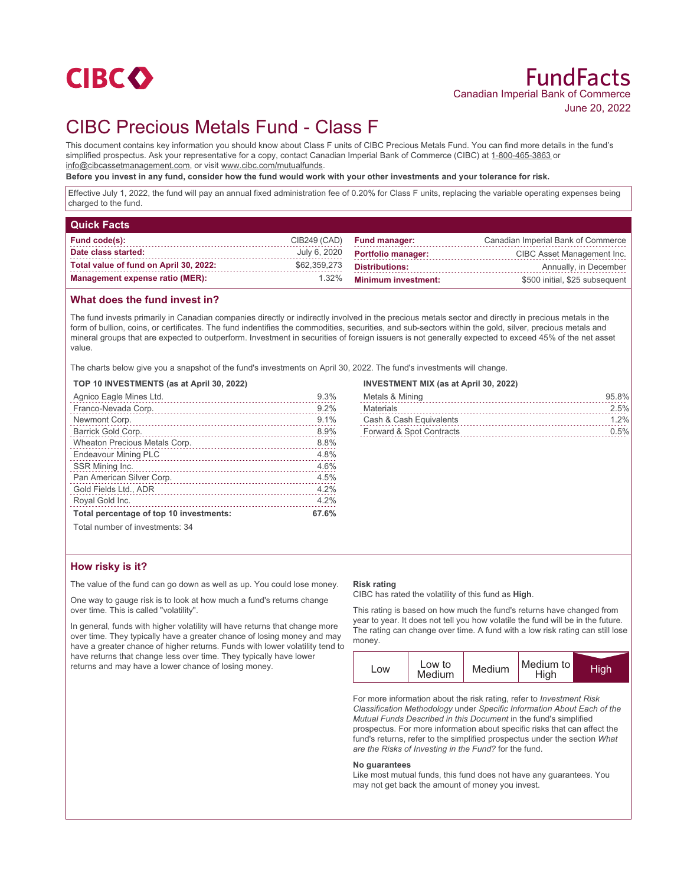CIBC

# FundFacts

Canadian Imperial Bank of Commerce

June 20, 2022

# CIBC Precious Metals Fund - Class F

This document contains key information you should know about Class F units of CIBC Precious Metals Fund. You can find more details in the fund's simplified prospectus. Ask your representative for a copy, contact Canadian Imperial Bank of Commerce (CIBC) at 1-800-465-3863 or info@cibcassetmanagement.com, or visit www.cibc.com/mutualfunds.

**Before you invest in any fund, consider how the fund would work with your other investments and your tolerance for risk.**

Effective July 1, 2022, the fund will pay an annual fixed administration fee of 0.20% for Class F units, replacing the variable operating expenses being charged to the fund.

## Quick Facts

| | | | |
|---|---|---|---|
| **Fund code(s):** | CIB249 (CAD) | **Fund manager:** | Canadian Imperial Bank of Commerce |
| **Date class started:** | July 6, 2020 | **Portfolio manager:** | CIBC Asset Management Inc. |
| **Total value of fund on April 30, 2022:** | $62,359,273 | **Distributions:** | Annually, in December |
| **Management expense ratio (MER):** | 1.32% | **Minimum investment:** | $500 initial, $25 subsequent |

## What does the fund invest in?

The fund invests primarily in Canadian companies directly or indirectly involved in the precious metals sector and directly in precious metals in the form of bullion, coins, or certificates. The fund indentifies the commodities, securities, and sub-sectors within the gold, silver, precious metals and mineral groups that are expected to outperform. Investment in securities of foreign issuers is not generally expected to exceed 45% of the net asset value.

The charts below give you a snapshot of the fund's investments on April 30, 2022. The fund's investments will change.

**TOP 10 INVESTMENTS (as at April 30, 2022)**

| Investment | % |
|---|---|
| Agnico Eagle Mines Ltd. | 9.3% |
| Franco-Nevada Corp. | 9.2% |
| Newmont Corp. | 9.1% |
| Barrick Gold Corp. | 8.9% |
| Wheaton Precious Metals Corp. | 8.8% |
| Endeavour Mining PLC | 4.8% |
| SSR Mining Inc. | 4.6% |
| Pan American Silver Corp. | 4.5% |
| Gold Fields Ltd., ADR | 4.2% |
| Royal Gold Inc. | 4.2% |
| **Total percentage of top 10 investments:** | **67.6%** |

Total number of investments: 34

**INVESTMENT MIX (as at April 30, 2022)**

| Sector | % |
|---|---|
| Metals & Mining | 95.8% |
| Materials | 2.5% |
| Cash & Cash Equivalents | 1.2% |
| Forward & Spot Contracts | 0.5% |

## How risky is it?

The value of the fund can go down as well as up. You could lose money.

One way to gauge risk is to look at how much a fund's returns change over time. This is called "volatility".

In general, funds with higher volatility will have returns that change more over time. They typically have a greater chance of losing money and may have a greater chance of higher returns. Funds with lower volatility tend to have returns that change less over time. They typically have lower returns and may have a lower chance of losing money.

**Risk rating**

CIBC has rated the volatility of this fund as **High**.

This rating is based on how much the fund's returns have changed from year to year. It does not tell you how volatile the fund will be in the future. The rating can change over time. A fund with a low risk rating can still lose money.

| Low | Low to Medium | Medium | Medium to High | **High** |
|---|---|---|---|---|

For more information about the risk rating, refer to *Investment Risk Classification Methodology* under *Specific Information About Each of the Mutual Funds Described in this Document* in the fund's simplified prospectus. For more information about specific risks that can affect the fund's returns, refer to the simplified prospectus under the section *What are the Risks of Investing in the Fund?* for the fund.

**No guarantees**

Like most mutual funds, this fund does not have any guarantees. You may not get back the amount of money you invest.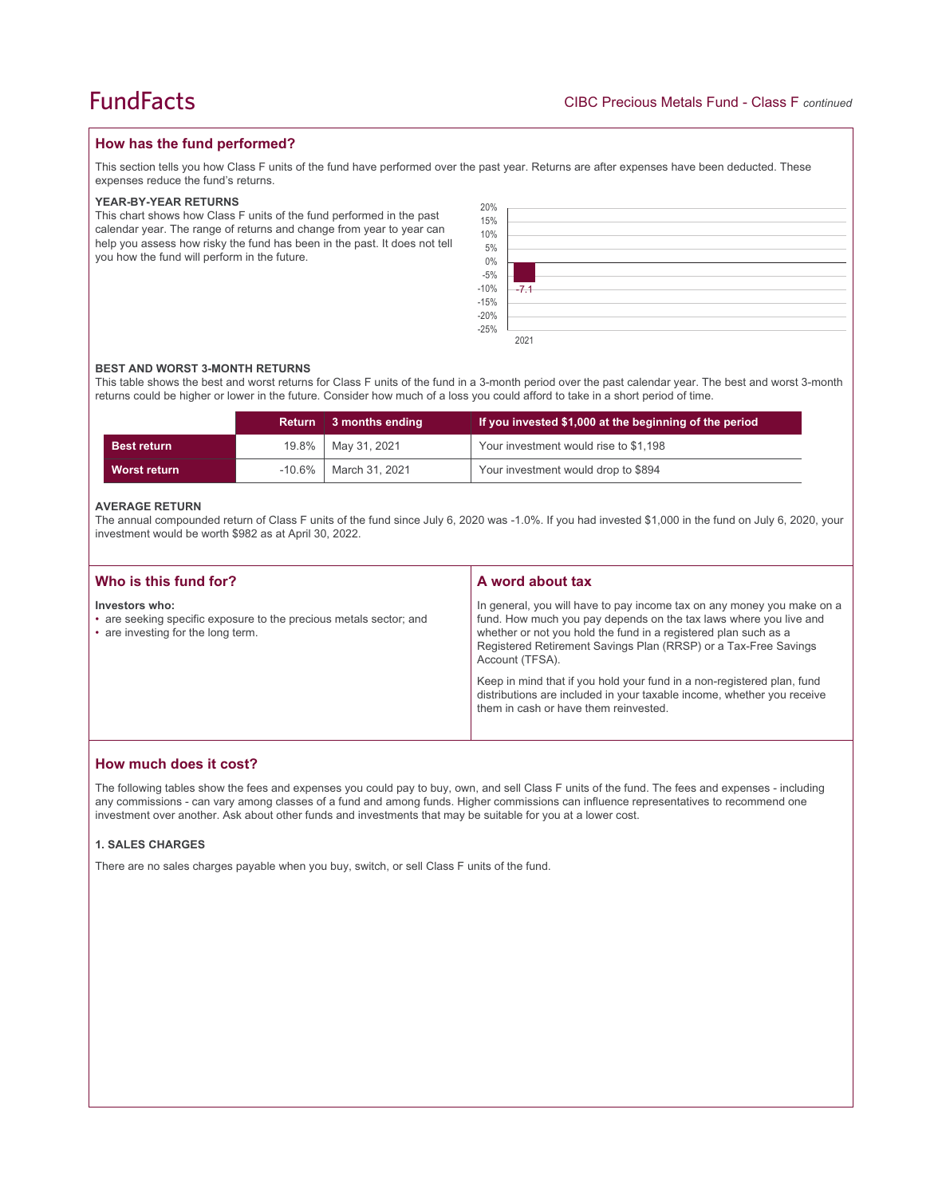## How has the fund performed?

This section tells you how Class F units of the fund have performed over the past year. Returns are after expenses have been deducted. These expenses reduce the fund's returns.

### YEAR-BY-YEAR RETURNS

This chart shows how Class F units of the fund performed in the past calendar year. The range of returns and change from year to year can help you assess how risky the fund has been in the past. It does not tell you how the fund will perform in the future.

| Year | Return (%) |
|---|---|
| 2021 | -7.1 |

### BEST AND WORST 3-MONTH RETURNS

This table shows the best and worst returns for Class F units of the fund in a 3-month period over the past calendar year. The best and worst 3-month returns could be higher or lower in the future. Consider how much of a loss you could afford to take in a short period of time.

| | Return | 3 months ending | If you invested $1,000 at the beginning of the period |
|---|---|---|---|
| **Best return** | 19.8% | May 31, 2021 | Your investment would rise to $1,198 |
| **Worst return** | -10.6% | March 31, 2021 | Your investment would drop to $894 |

### AVERAGE RETURN

The annual compounded return of Class F units of the fund since July 6, 2020 was -1.0%. If you had invested $1,000 in the fund on July 6, 2020, your investment would be worth $982 as at April 30, 2022.

## Who is this fund for?

**Investors who:**

- are seeking specific exposure to the precious metals sector; and
- are investing for the long term.

## A word about tax

In general, you will have to pay income tax on any money you make on a fund. How much you pay depends on the tax laws where you live and whether or not you hold the fund in a registered plan such as a Registered Retirement Savings Plan (RRSP) or a Tax-Free Savings Account (TFSA).

Keep in mind that if you hold your fund in a non-registered plan, fund distributions are included in your taxable income, whether you receive them in cash or have them reinvested.

## How much does it cost?

The following tables show the fees and expenses you could pay to buy, own, and sell Class F units of the fund. The fees and expenses - including any commissions - can vary among classes of a fund and among funds. Higher commissions can influence representatives to recommend one investment over another. Ask about other funds and investments that may be suitable for you at a lower cost.

### 1. SALES CHARGES

There are no sales charges payable when you buy, switch, or sell Class F units of the fund.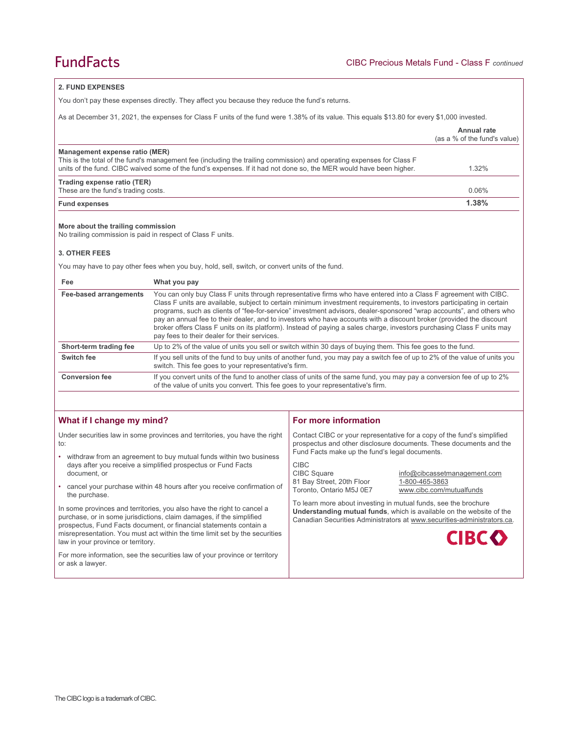## 2. FUND EXPENSES

You don't pay these expenses directly. They affect you because they reduce the fund's returns.

As at December 31, 2021, the expenses for Class F units of the fund were 1.38% of its value. This equals $13.80 for every $1,000 invested.

| | Annual rate (as a % of the fund's value) |
|---|---|
| **Management expense ratio (MER)**<br>This is the total of the fund's management fee (including the trailing commission) and operating expenses for Class F units of the fund. CIBC waived some of the fund's expenses. If it had not done so, the MER would have been higher. | 1.32% |
| **Trading expense ratio (TER)**<br>These are the fund's trading costs. | 0.06% |
| **Fund expenses** | **1.38%** |

**More about the trailing commission**
No trailing commission is paid in respect of Class F units.

## 3. OTHER FEES

You may have to pay other fees when you buy, hold, sell, switch, or convert units of the fund.

| Fee | What you pay |
|---|---|
| **Fee-based arrangements** | You can only buy Class F units through representative firms who have entered into a Class F agreement with CIBC. Class F units are available, subject to certain minimum investment requirements, to investors participating in certain programs, such as clients of "fee-for-service" investment advisors, dealer-sponsored "wrap accounts", and others who pay an annual fee to their dealer, and to investors who have accounts with a discount broker (provided the discount broker offers Class F units on its platform). Instead of paying a sales charge, investors purchasing Class F units may pay fees to their dealer for their services. |
| **Short-term trading fee** | Up to 2% of the value of units you sell or switch within 30 days of buying them. This fee goes to the fund. |
| **Switch fee** | If you sell units of the fund to buy units of another fund, you may pay a switch fee of up to 2% of the value of units you switch. This fee goes to your representative's firm. |
| **Conversion fee** | If you convert units of the fund to another class of units of the same fund, you may pay a conversion fee of up to 2% of the value of units you convert. This fee goes to your representative's firm. |

## What if I change my mind?

Under securities law in some provinces and territories, you have the right to:

- withdraw from an agreement to buy mutual funds within two business days after you receive a simplified prospectus or Fund Facts document, or
- cancel your purchase within 48 hours after you receive confirmation of the purchase.

In some provinces and territories, you also have the right to cancel a purchase, or in some jurisdictions, claim damages, if the simplified prospectus, Fund Facts document, or financial statements contain a misrepresentation. You must act within the time limit set by the securities law in your province or territory.

For more information, see the securities law of your province or territory or ask a lawyer.

## For more information

Contact CIBC or your representative for a copy of the fund's simplified prospectus and other disclosure documents. These documents and the Fund Facts make up the fund's legal documents.

CIBC
CIBC Square
81 Bay Street, 20th Floor
Toronto, Ontario M5J 0E7

info@cibcassetmanagement.com
1-800-465-3863
www.cibc.com/mutualfunds

To learn more about investing in mutual funds, see the brochure **Understanding mutual funds**, which is available on the website of the Canadian Securities Administrators at www.securities-administrators.ca.

CIBC

The CIBC logo is a trademark of CIBC.